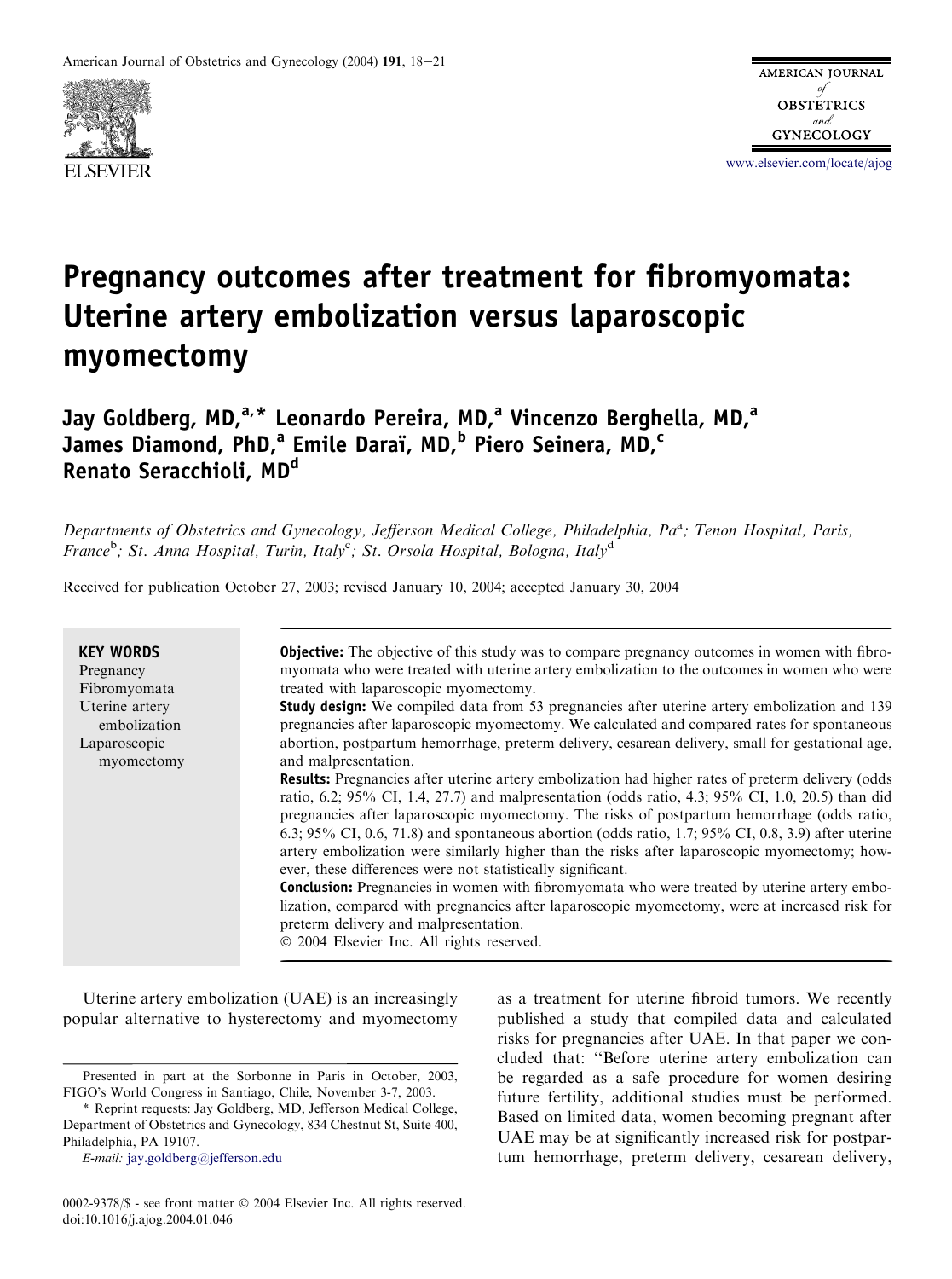# Pregnancy outcomes after treatment for fibromyomata: Uterine artery embolization versus laparoscopic myomectomy

Jay Goldberg, MD,[a,*] Leonardo Pereira, MD,[a] Vincenzo Berghella, MD,[a] James Diamond, PhD,[a] Emile Daraï, MD,[b] Piero Seinera, MD,[c] Renato Seracchioli, MD[d]

*Departments of Obstetrics and Gynecology, Jefferson Medical College, Philadelphia, Pa[a]; Tenon Hospital, Paris, France[b]; St. Anna Hospital, Turin, Italy[c]; St. Orsola Hospital, Bologna, Italy[d]*

Received for publication October 27, 2003; revised January 10, 2004; accepted January 30, 2004

**KEY WORDS**
Pregnancy
Fibromyomata
Uterine artery embolization
Laparoscopic myomectomy

**Objective:** The objective of this study was to compare pregnancy outcomes in women with fibromyomata who were treated with uterine artery embolization to the outcomes in women who were treated with laparoscopic myomectomy.

**Study design:** We compiled data from 53 pregnancies after uterine artery embolization and 139 pregnancies after laparoscopic myomectomy. We calculated and compared rates for spontaneous abortion, postpartum hemorrhage, preterm delivery, cesarean delivery, small for gestational age, and malpresentation.

**Results:** Pregnancies after uterine artery embolization had higher rates of preterm delivery (odds ratio, 6.2; 95% CI, 1.4, 27.7) and malpresentation (odds ratio, 4.3; 95% CI, 1.0, 20.5) than did pregnancies after laparoscopic myomectomy. The risks of postpartum hemorrhage (odds ratio, 6.3; 95% CI, 0.6, 71.8) and spontaneous abortion (odds ratio, 1.7; 95% CI, 0.8, 3.9) after uterine artery embolization were similarly higher than the risks after laparoscopic myomectomy; however, these differences were not statistically significant.

**Conclusion:** Pregnancies in women with fibromyomata who were treated by uterine artery embolization, compared with pregnancies after laparoscopic myomectomy, were at increased risk for preterm delivery and malpresentation.

© 2004 Elsevier Inc. All rights reserved.

Uterine artery embolization (UAE) is an increasingly popular alternative to hysterectomy and myomectomy as a treatment for uterine fibroid tumors. We recently published a study that compiled data and calculated risks for pregnancies after UAE. In that paper we concluded that: "Before uterine artery embolization can be regarded as a safe procedure for women desiring future fertility, additional studies must be performed. Based on limited data, women becoming pregnant after UAE may be at significantly increased risk for postpartum hemorrhage, preterm delivery, cesarean delivery,

Presented in part at the Sorbonne in Paris in October, 2003, FIGO's World Congress in Santiago, Chile, November 3-7, 2003.

\* Reprint requests: Jay Goldberg, MD, Jefferson Medical College, Department of Obstetrics and Gynecology, 834 Chestnut St, Suite 400, Philadelphia, PA 19107.

*E-mail:* jay.goldberg@jefferson.edu

0002-9378/$ - see front matter © 2004 Elsevier Inc. All rights reserved.
doi:10.1016/j.ajog.2004.01.046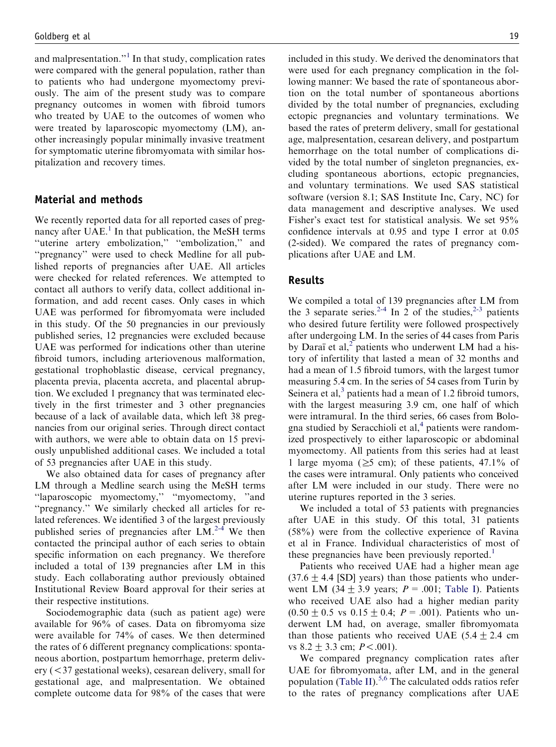and malpresentation."[1] In that study, complication rates were compared with the general population, rather than to patients who had undergone myomectomy previously. The aim of the present study was to compare pregnancy outcomes in women with fibroid tumors who treated by UAE to the outcomes of women who were treated by laparoscopic myomectomy (LM), another increasingly popular minimally invasive treatment for symptomatic uterine fibromyomata with similar hospitalization and recovery times.

## Material and methods

We recently reported data for all reported cases of pregnancy after UAE.[1] In that publication, the MeSH terms "uterine artery embolization," "embolization," and "pregnancy" were used to check Medline for all published reports of pregnancies after UAE. All articles were checked for related references. We attempted to contact all authors to verify data, collect additional information, and add recent cases. Only cases in which UAE was performed for fibromyomata were included in this study. Of the 50 pregnancies in our previously published series, 12 pregnancies were excluded because UAE was performed for indications other than uterine fibroid tumors, including arteriovenous malformation, gestational trophoblastic disease, cervical pregnancy, placenta previa, placenta accreta, and placental abruption. We excluded 1 pregnancy that was terminated electively in the first trimester and 3 other pregnancies because of a lack of available data, which left 38 pregnancies from our original series. Through direct contact with authors, we were able to obtain data on 15 previously unpublished additional cases. We included a total of 53 pregnancies after UAE in this study.

We also obtained data for cases of pregnancy after LM through a Medline search using the MeSH terms "laparoscopic myomectomy," "myomectomy, "and "pregnancy." We similarly checked all articles for related references. We identified 3 of the largest previously published series of pregnancies after LM.[2-4] We then contacted the principal author of each series to obtain specific information on each pregnancy. We therefore included a total of 139 pregnancies after LM in this study. Each collaborating author previously obtained Institutional Review Board approval for their series at their respective institutions.

Sociodemographic data (such as patient age) were available for 96% of cases. Data on fibromyoma size were available for 74% of cases. We then determined the rates of 6 different pregnancy complications: spontaneous abortion, postpartum hemorrhage, preterm delivery (<37 gestational weeks), cesarean delivery, small for gestational age, and malpresentation. We obtained complete outcome data for 98% of the cases that were included in this study. We derived the denominators that were used for each pregnancy complication in the following manner: We based the rate of spontaneous abortion on the total number of spontaneous abortions divided by the total number of pregnancies, excluding ectopic pregnancies and voluntary terminations. We based the rates of preterm delivery, small for gestational age, malpresentation, cesarean delivery, and postpartum hemorrhage on the total number of complications divided by the total number of singleton pregnancies, excluding spontaneous abortions, ectopic pregnancies, and voluntary terminations. We used SAS statistical software (version 8.1; SAS Institute Inc, Cary, NC) for data management and descriptive analyses. We used Fisher's exact test for statistical analysis. We set 95% confidence intervals at 0.95 and type I error at 0.05 (2-sided). We compared the rates of pregnancy complications after UAE and LM.

## Results

We compiled a total of 139 pregnancies after LM from the 3 separate series.[2-4] In 2 of the studies,[2-3] patients who desired future fertility were followed prospectively after undergoing LM. In the series of 44 cases from Paris by Daraï et al,[2] patients who underwent LM had a history of infertility that lasted a mean of 32 months and had a mean of 1.5 fibroid tumors, with the largest tumor measuring 5.4 cm. In the series of 54 cases from Turin by Seinera et al,[3] patients had a mean of 1.2 fibroid tumors, with the largest measuring 3.9 cm, one half of which were intramural. In the third series, 66 cases from Bologna studied by Seracchioli et al,[4] patients were randomized prospectively to either laparoscopic or abdominal myomectomy. All patients from this series had at least 1 large myoma (≥5 cm); of these patients, 47.1% of the cases were intramural. Only patients who conceived after LM were included in our study. There were no uterine ruptures reported in the 3 series.

We included a total of 53 patients with pregnancies after UAE in this study. Of this total, 31 patients (58%) were from the collective experience of Ravina et al in France. Individual characteristics of most of these pregnancies have been previously reported.[1]

Patients who received UAE had a higher mean age ($37.6 \pm 4.4$ [SD] years) than those patients who underwent LM ($34 \pm 3.9$ years; $P = .001$; Table I). Patients who received UAE also had a higher median parity ($0.50 \pm 0.5$ vs $0.15 \pm 0.4$; $P = .001$). Patients who underwent LM had, on average, smaller fibromyomata than those patients who received UAE ($5.4 \pm 2.4$ cm vs $8.2 \pm 3.3$ cm; $P < .001$).

We compared pregnancy complication rates after UAE for fibromyomata, after LM, and in the general population (Table II).[5,6] The calculated odds ratios refer to the rates of pregnancy complications after UAE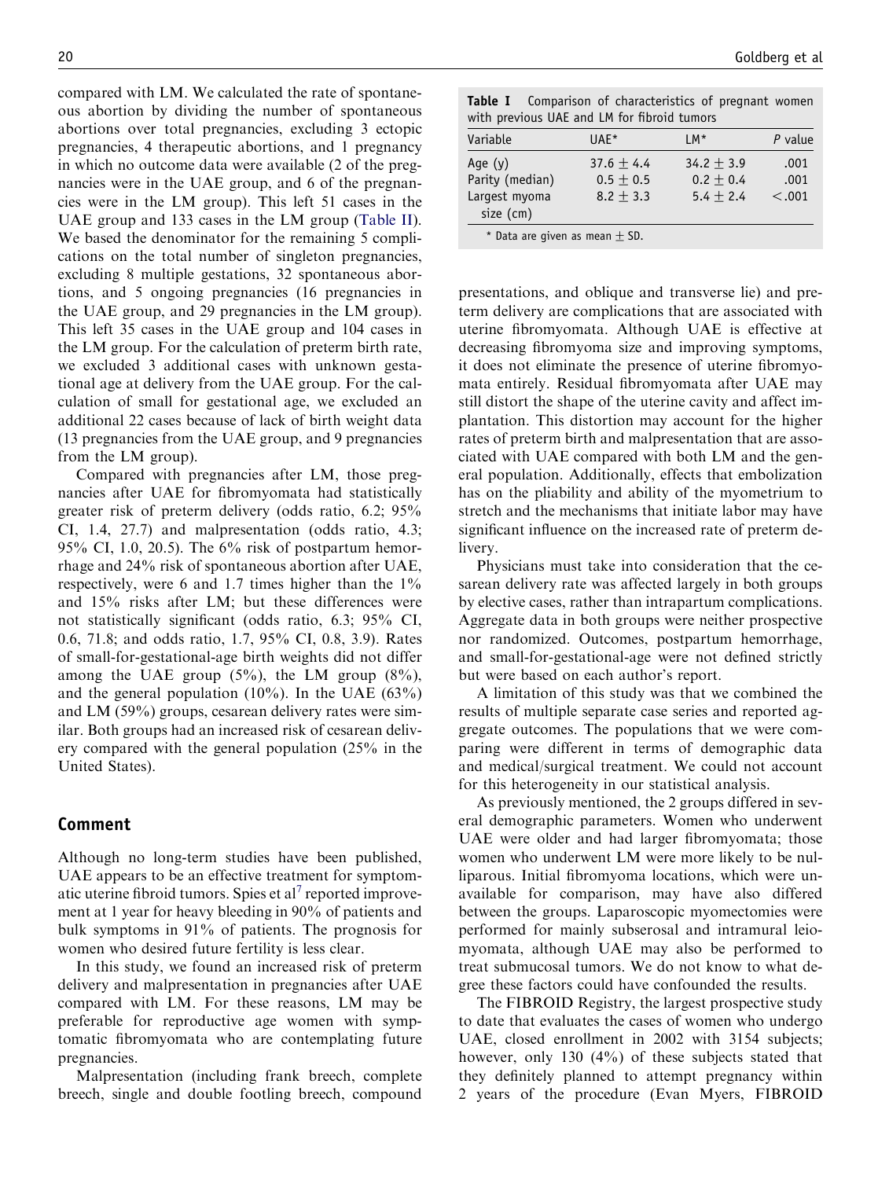compared with LM. We calculated the rate of spontaneous abortion by dividing the number of spontaneous abortions over total pregnancies, excluding 3 ectopic pregnancies, 4 therapeutic abortions, and 1 pregnancy in which no outcome data were available (2 of the pregnancies were in the UAE group, and 6 of the pregnancies were in the LM group). This left 51 cases in the UAE group and 133 cases in the LM group (Table II). We based the denominator for the remaining 5 complications on the total number of singleton pregnancies, excluding 8 multiple gestations, 32 spontaneous abortions, and 5 ongoing pregnancies (16 pregnancies in the UAE group, and 29 pregnancies in the LM group). This left 35 cases in the UAE group and 104 cases in the LM group. For the calculation of preterm birth rate, we excluded 3 additional cases with unknown gestational age at delivery from the UAE group. For the calculation of small for gestational age, we excluded an additional 22 cases because of lack of birth weight data (13 pregnancies from the UAE group, and 9 pregnancies from the LM group).

Compared with pregnancies after LM, those pregnancies after UAE for fibromyomata had statistically greater risk of preterm delivery (odds ratio, 6.2; 95% CI, 1.4, 27.7) and malpresentation (odds ratio, 4.3; 95% CI, 1.0, 20.5). The 6% risk of postpartum hemorrhage and 24% risk of spontaneous abortion after UAE, respectively, were 6 and 1.7 times higher than the 1% and 15% risks after LM; but these differences were not statistically significant (odds ratio, 6.3; 95% CI, 0.6, 71.8; and odds ratio, 1.7, 95% CI, 0.8, 3.9). Rates of small-for-gestational-age birth weights did not differ among the UAE group (5%), the LM group (8%), and the general population (10%). In the UAE (63%) and LM (59%) groups, cesarean delivery rates were similar. Both groups had an increased risk of cesarean delivery compared with the general population (25% in the United States).

**Table I** Comparison of characteristics of pregnant women with previous UAE and LM for fibroid tumors

| Variable | UAE* | LM* | *P* value |
|---|---|---|---|
| Age (y) | 37.6 ± 4.4 | 34.2 ± 3.9 | .001 |
| Parity (median) | 0.5 ± 0.5 | 0.2 ± 0.4 | .001 |
| Largest myoma size (cm) | 8.2 ± 3.3 | 5.4 ± 2.4 | <.001 |

\* Data are given as mean ± SD.

## Comment

Although no long-term studies have been published, UAE appears to be an effective treatment for symptomatic uterine fibroid tumors. Spies et al[7] reported improvement at 1 year for heavy bleeding in 90% of patients and bulk symptoms in 91% of patients. The prognosis for women who desired future fertility is less clear.

In this study, we found an increased risk of preterm delivery and malpresentation in pregnancies after UAE compared with LM. For these reasons, LM may be preferable for reproductive age women with symptomatic fibromyomata who are contemplating future pregnancies.

Malpresentation (including frank breech, complete breech, single and double footling breech, compound presentations, and oblique and transverse lie) and preterm delivery are complications that are associated with uterine fibromyomata. Although UAE is effective at decreasing fibromyoma size and improving symptoms, it does not eliminate the presence of uterine fibromyomata entirely. Residual fibromyomata after UAE may still distort the shape of the uterine cavity and affect implantation. This distortion may account for the higher rates of preterm birth and malpresentation that are associated with UAE compared with both LM and the general population. Additionally, effects that embolization has on the pliability and ability of the myometrium to stretch and the mechanisms that initiate labor may have significant influence on the increased rate of preterm delivery.

Physicians must take into consideration that the cesarean delivery rate was affected largely in both groups by elective cases, rather than intrapartum complications. Aggregate data in both groups were neither prospective nor randomized. Outcomes, postpartum hemorrhage, and small-for-gestational-age were not defined strictly but were based on each author's report.

A limitation of this study was that we combined the results of multiple separate case series and reported aggregate outcomes. The populations that we were comparing were different in terms of demographic data and medical/surgical treatment. We could not account for this heterogeneity in our statistical analysis.

As previously mentioned, the 2 groups differed in several demographic parameters. Women who underwent UAE were older and had larger fibromyomata; those women who underwent LM were more likely to be nulliparous. Initial fibromyoma locations, which were unavailable for comparison, may have also differed between the groups. Laparoscopic myomectomies were performed for mainly subserosal and intramural leiomyomata, although UAE may also be performed to treat submucosal tumors. We do not know to what degree these factors could have confounded the results.

The FIBROID Registry, the largest prospective study to date that evaluates the cases of women who undergo UAE, closed enrollment in 2002 with 3154 subjects; however, only 130 (4%) of these subjects stated that they definitely planned to attempt pregnancy within 2 years of the procedure (Evan Myers, FIBROID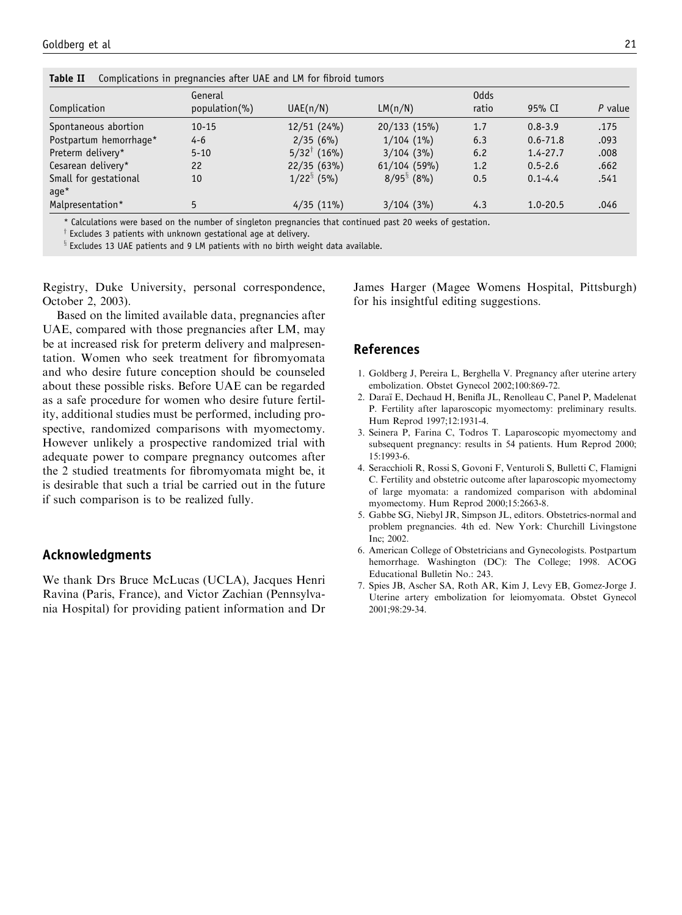**Table II** Complications in pregnancies after UAE and LM for fibroid tumors

| Complication | General population(%) | UAE(n/N) | LM(n/N) | Odds ratio | 95% CI | *P* value |
|---|---|---|---|---|---|---|
| Spontaneous abortion | 10-15 | 12/51 (24%) | 20/133 (15%) | 1.7 | 0.8-3.9 | .175 |
| Postpartum hemorrhage* | 4-6 | 2/35 (6%) | 1/104 (1%) | 6.3 | 0.6-71.8 | .093 |
| Preterm delivery* | 5-10 | 5/32[†] (16%) | 3/104 (3%) | 6.2 | 1.4-27.7 | .008 |
| Cesarean delivery* | 22 | 22/35 (63%) | 61/104 (59%) | 1.2 | 0.5-2.6 | .662 |
| Small for gestational age* | 10 | 1/22[§] (5%) | 8/95[§] (8%) | 0.5 | 0.1-4.4 | .541 |
| Malpresentation* | 5 | 4/35 (11%) | 3/104 (3%) | 4.3 | 1.0-20.5 | .046 |

\* Calculations were based on the number of singleton pregnancies that continued past 20 weeks of gestation.

[†] Excludes 3 patients with unknown gestational age at delivery.

[§] Excludes 13 UAE patients and 9 LM patients with no birth weight data available.

Registry, Duke University, personal correspondence, October 2, 2003).

Based on the limited available data, pregnancies after UAE, compared with those pregnancies after LM, may be at increased risk for preterm delivery and malpresentation. Women who seek treatment for fibromyomata and who desire future conception should be counseled about these possible risks. Before UAE can be regarded as a safe procedure for women who desire future fertility, additional studies must be performed, including prospective, randomized comparisons with myomectomy. However unlikely a prospective randomized trial with adequate power to compare pregnancy outcomes after the 2 studied treatments for fibromyomata might be, it is desirable that such a trial be carried out in the future if such comparison is to be realized fully.

## Acknowledgments

We thank Drs Bruce McLucas (UCLA), Jacques Henri Ravina (Paris, France), and Victor Zachian (Pennsylvania Hospital) for providing patient information and Dr James Harger (Magee Womens Hospital, Pittsburgh) for his insightful editing suggestions.

## References

1. Goldberg J, Pereira L, Berghella V. Pregnancy after uterine artery embolization. Obstet Gynecol 2002;100:869-72.
2. Daraï E, Dechaud H, Benifla JL, Renolleau C, Panel P, Madelenat P. Fertility after laparoscopic myomectomy: preliminary results. Hum Reprod 1997;12:1931-4.
3. Seinera P, Farina C, Todros T. Laparoscopic myomectomy and subsequent pregnancy: results in 54 patients. Hum Reprod 2000; 15:1993-6.
4. Seracchioli R, Rossi S, Govoni F, Venturoli S, Bulletti C, Flamigni C. Fertility and obstetric outcome after laparoscopic myomectomy of large myomata: a randomized comparison with abdominal myomectomy. Hum Reprod 2000;15:2663-8.
5. Gabbe SG, Niebyl JR, Simpson JL, editors. Obstetrics-normal and problem pregnancies. 4th ed. New York: Churchill Livingstone Inc; 2002.
6. American College of Obstetricians and Gynecologists. Postpartum hemorrhage. Washington (DC): The College; 1998. ACOG Educational Bulletin No.: 243.
7. Spies JB, Ascher SA, Roth AR, Kim J, Levy EB, Gomez-Jorge J. Uterine artery embolization for leiomyomata. Obstet Gynecol 2001;98:29-34.